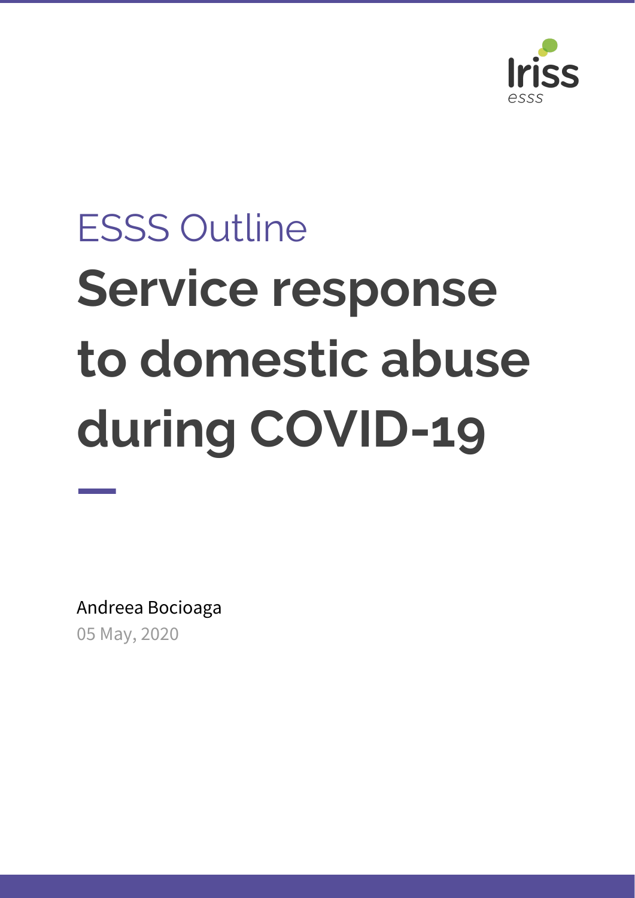Iriss esss

ESSS Outline

# Service response to domestic abuse during COVID-19

Andreea Bocioaga

05 May, 2020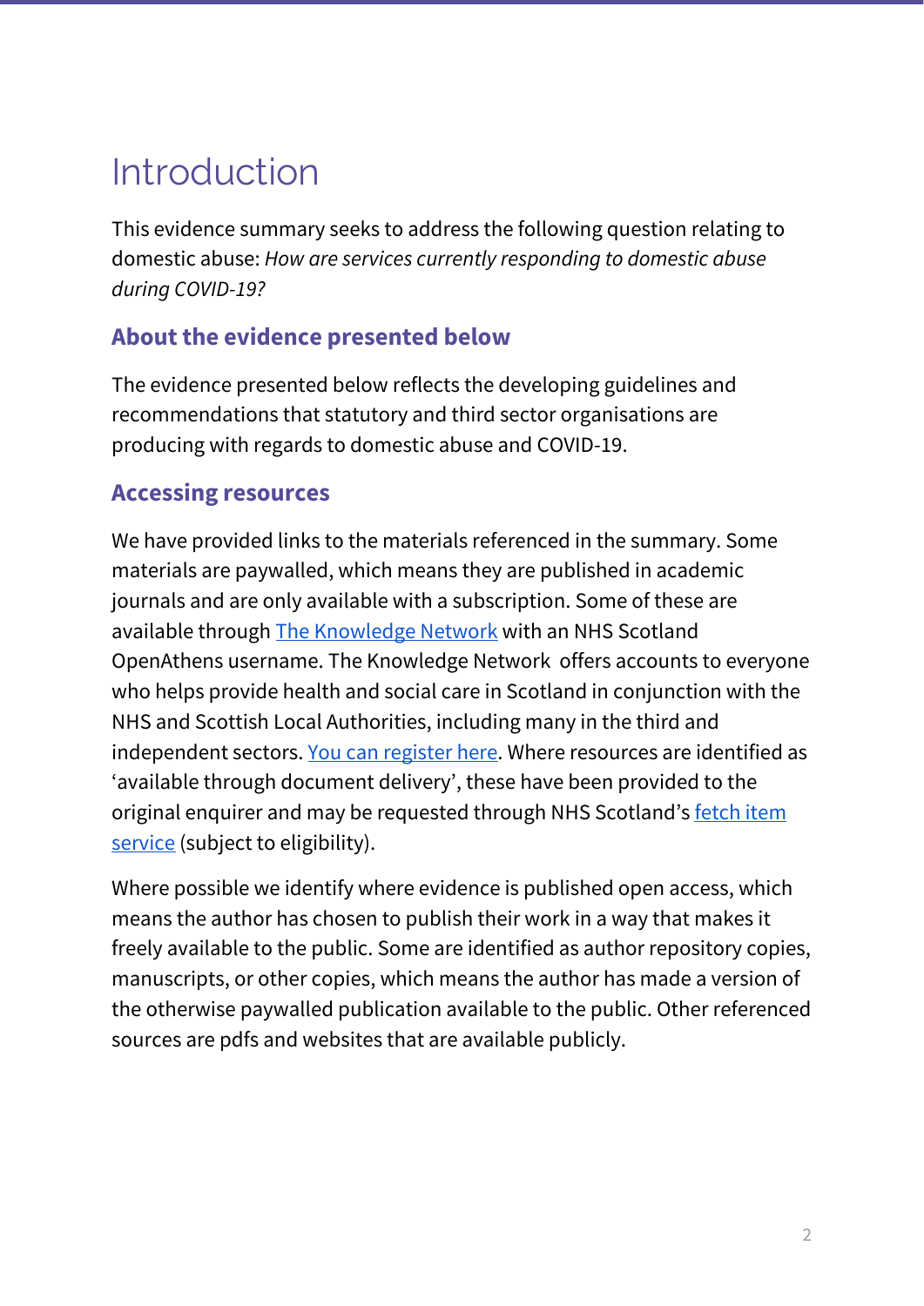# Introduction

This evidence summary seeks to address the following question relating to domestic abuse: *How are services currently responding to domestic abuse during COVID-19?*

## About the evidence presented below

The evidence presented below reflects the developing guidelines and recommendations that statutory and third sector organisations are producing with regards to domestic abuse and COVID-19.

## Accessing resources

We have provided links to the materials referenced in the summary. Some materials are paywalled, which means they are published in academic journals and are only available with a subscription. Some of these are available through The Knowledge Network with an NHS Scotland OpenAthens username. The Knowledge Network offers accounts to everyone who helps provide health and social care in Scotland in conjunction with the NHS and Scottish Local Authorities, including many in the third and independent sectors. You can register here. Where resources are identified as 'available through document delivery', these have been provided to the original enquirer and may be requested through NHS Scotland's fetch item service (subject to eligibility).

Where possible we identify where evidence is published open access, which means the author has chosen to publish their work in a way that makes it freely available to the public. Some are identified as author repository copies, manuscripts, or other copies, which means the author has made a version of the otherwise paywalled publication available to the public. Other referenced sources are pdfs and websites that are available publicly.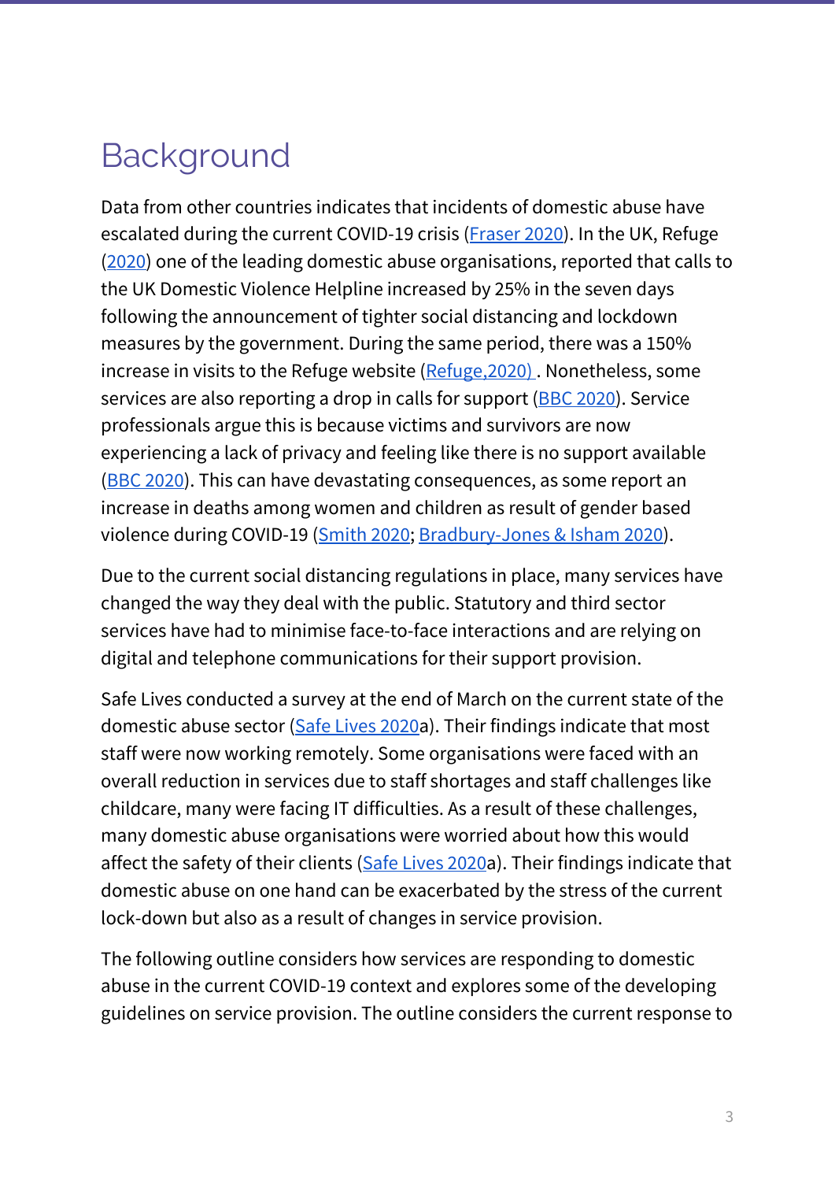# Background

Data from other countries indicates that incidents of domestic abuse have escalated during the current COVID-19 crisis (Fraser 2020). In the UK, Refuge (2020) one of the leading domestic abuse organisations, reported that calls to the UK Domestic Violence Helpline increased by 25% in the seven days following the announcement of tighter social distancing and lockdown measures by the government. During the same period, there was a 150% increase in visits to the Refuge website (Refuge,2020) . Nonetheless, some services are also reporting a drop in calls for support (BBC 2020). Service professionals argue this is because victims and survivors are now experiencing a lack of privacy and feeling like there is no support available (BBC 2020). This can have devastating consequences, as some report an increase in deaths among women and children as result of gender based violence during COVID-19 (Smith 2020; Bradbury-Jones & Isham 2020).

Due to the current social distancing regulations in place, many services have changed the way they deal with the public. Statutory and third sector services have had to minimise face-to-face interactions and are relying on digital and telephone communications for their support provision.

Safe Lives conducted a survey at the end of March on the current state of the domestic abuse sector (Safe Lives 2020a). Their findings indicate that most staff were now working remotely. Some organisations were faced with an overall reduction in services due to staff shortages and staff challenges like childcare, many were facing IT difficulties. As a result of these challenges, many domestic abuse organisations were worried about how this would affect the safety of their clients (Safe Lives 2020a). Their findings indicate that domestic abuse on one hand can be exacerbated by the stress of the current lock-down but also as a result of changes in service provision.

The following outline considers how services are responding to domestic abuse in the current COVID-19 context and explores some of the developing guidelines on service provision. The outline considers the current response to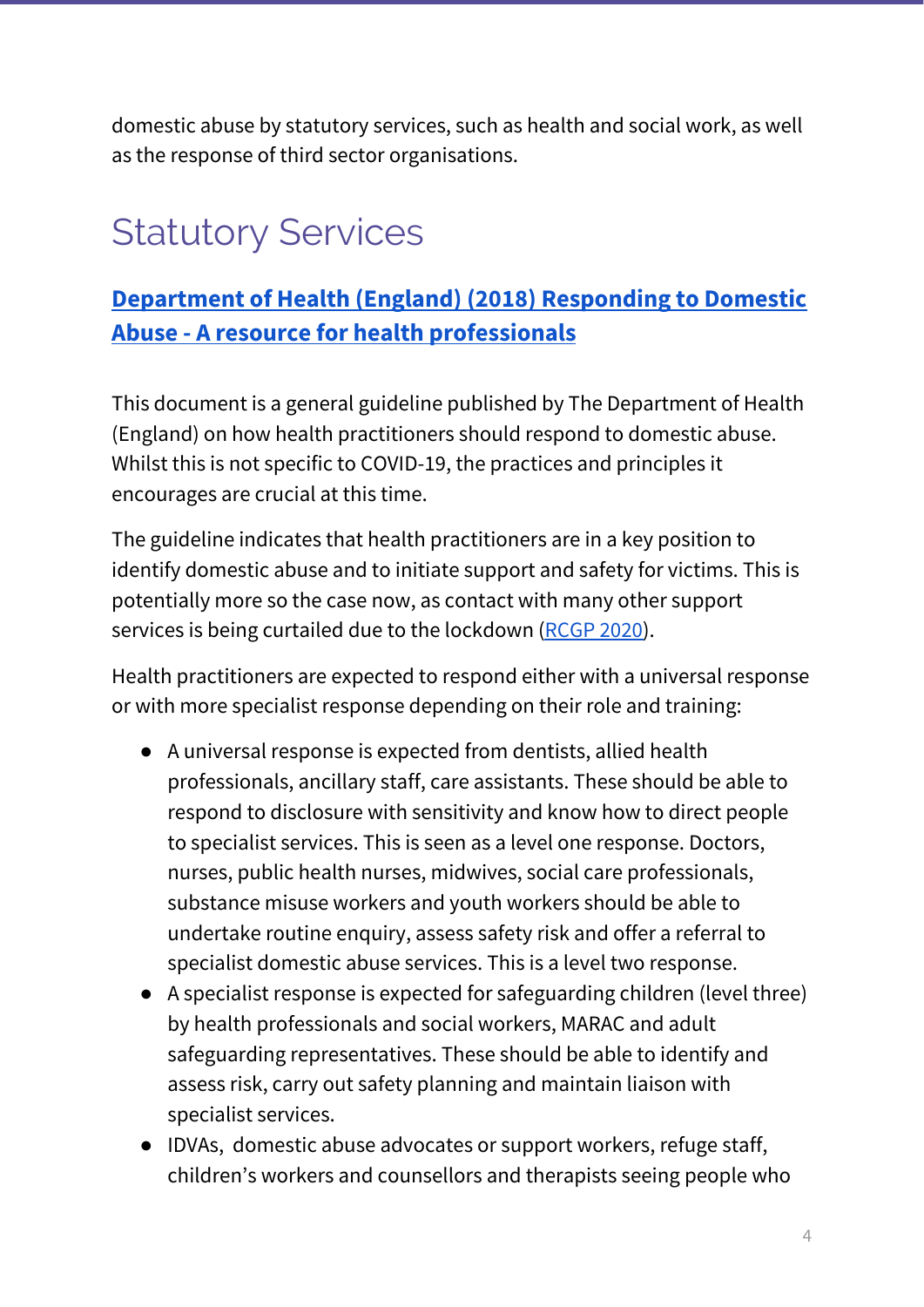domestic abuse by statutory services, such as health and social work, as well as the response of third sector organisations.

# Statutory Services

### [Department of Health (England) (2018) Responding to Domestic Abuse - A resource for health professionals]()

This document is a general guideline published by The Department of Health (England) on how health practitioners should respond to domestic abuse. Whilst this is not specific to COVID-19, the practices and principles it encourages are crucial at this time.

The guideline indicates that health practitioners are in a key position to identify domestic abuse and to initiate support and safety for victims. This is potentially more so the case now, as contact with many other support services is being curtailed due to the lockdown ([RCGP 2020]()).

Health practitioners are expected to respond either with a universal response or with more specialist response depending on their role and training:

- A universal response is expected from dentists, allied health professionals, ancillary staff, care assistants. These should be able to respond to disclosure with sensitivity and know how to direct people to specialist services. This is seen as a level one response. Doctors, nurses, public health nurses, midwives, social care professionals, substance misuse workers and youth workers should be able to undertake routine enquiry, assess safety risk and offer a referral to specialist domestic abuse services. This is a level two response.
- A specialist response is expected for safeguarding children (level three) by health professionals and social workers, MARAC and adult safeguarding representatives. These should be able to identify and assess risk, carry out safety planning and maintain liaison with specialist services.
- IDVAs, domestic abuse advocates or support workers, refuge staff, children's workers and counsellors and therapists seeing people who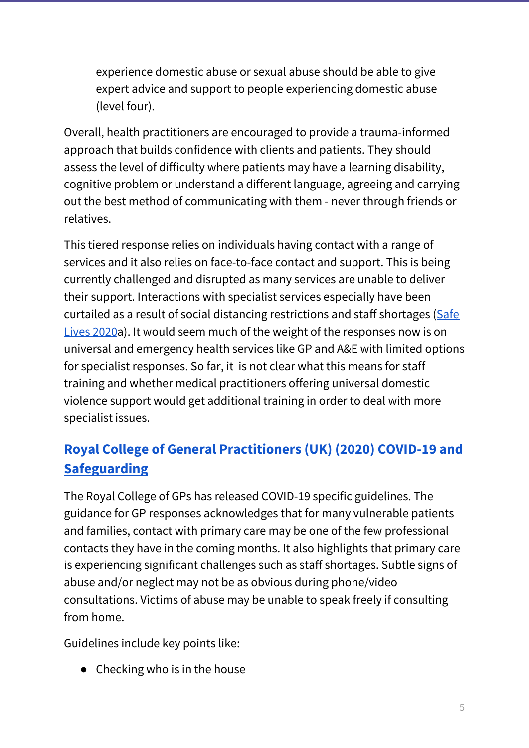experience domestic abuse or sexual abuse should be able to give expert advice and support to people experiencing domestic abuse (level four).

Overall, health practitioners are encouraged to provide a trauma-informed approach that builds confidence with clients and patients. They should assess the level of difficulty where patients may have a learning disability, cognitive problem or understand a different language, agreeing and carrying out the best method of communicating with them - never through friends or relatives.

This tiered response relies on individuals having contact with a range of services and it also relies on face-to-face contact and support. This is being currently challenged and disrupted as many services are unable to deliver their support. Interactions with specialist services especially have been curtailed as a result of social distancing restrictions and staff shortages (Safe Lives 2020a). It would seem much of the weight of the responses now is on universal and emergency health services like GP and A&E with limited options for specialist responses. So far, it is not clear what this means for staff training and whether medical practitioners offering universal domestic violence support would get additional training in order to deal with more specialist issues.

### Royal College of General Practitioners (UK) (2020) COVID-19 and Safeguarding

The Royal College of GPs has released COVID-19 specific guidelines. The guidance for GP responses acknowledges that for many vulnerable patients and families, contact with primary care may be one of the few professional contacts they have in the coming months. It also highlights that primary care is experiencing significant challenges such as staff shortages. Subtle signs of abuse and/or neglect may not be as obvious during phone/video consultations. Victims of abuse may be unable to speak freely if consulting from home.

Guidelines include key points like:

- Checking who is in the house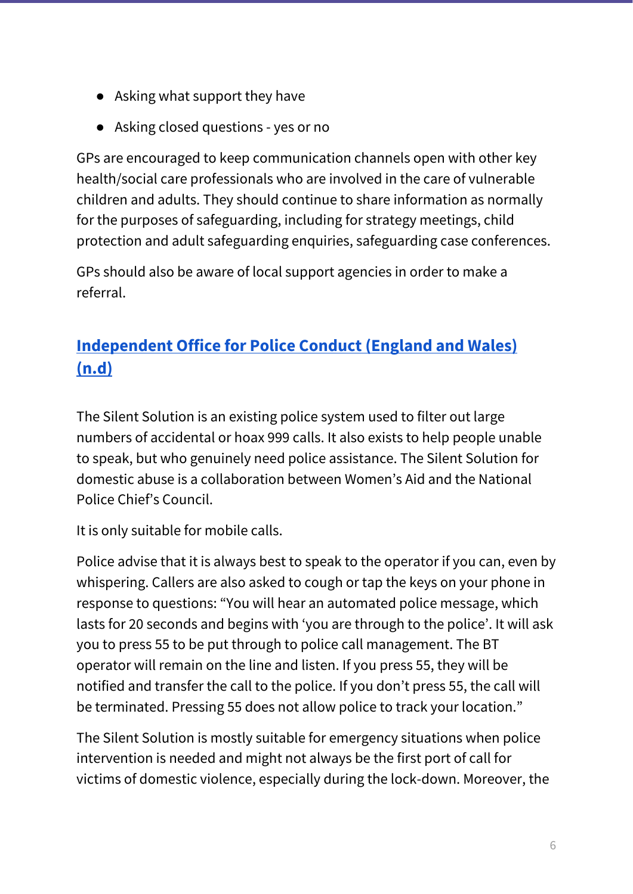- Asking what support they have
- Asking closed questions - yes or no

GPs are encouraged to keep communication channels open with other key health/social care professionals who are involved in the care of vulnerable children and adults. They should continue to share information as normally for the purposes of safeguarding, including for strategy meetings, child protection and adult safeguarding enquiries, safeguarding case conferences.

GPs should also be aware of local support agencies in order to make a referral.

## Independent Office for Police Conduct (England and Wales) (n.d)

The Silent Solution is an existing police system used to filter out large numbers of accidental or hoax 999 calls. It also exists to help people unable to speak, but who genuinely need police assistance. The Silent Solution for domestic abuse is a collaboration between Women's Aid and the National Police Chief's Council.

It is only suitable for mobile calls.

Police advise that it is always best to speak to the operator if you can, even by whispering. Callers are also asked to cough or tap the keys on your phone in response to questions: "You will hear an automated police message, which lasts for 20 seconds and begins with 'you are through to the police'. It will ask you to press 55 to be put through to police call management. The BT operator will remain on the line and listen. If you press 55, they will be notified and transfer the call to the police. If you don't press 55, the call will be terminated. Pressing 55 does not allow police to track your location."

The Silent Solution is mostly suitable for emergency situations when police intervention is needed and might not always be the first port of call for victims of domestic violence, especially during the lock-down. Moreover, the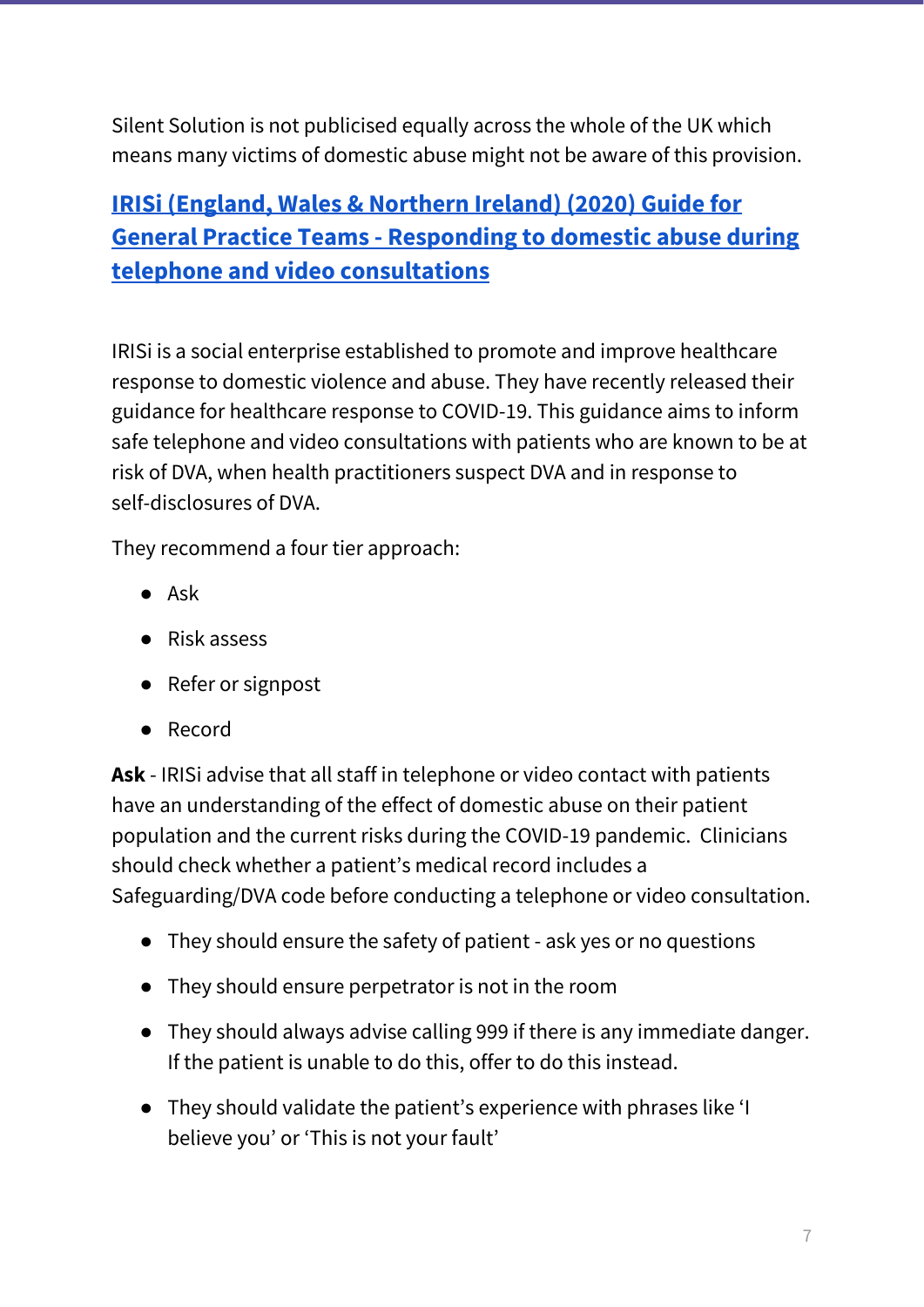Silent Solution is not publicised equally across the whole of the UK which means many victims of domestic abuse might not be aware of this provision.

### IRISi (England, Wales & Northern Ireland) (2020) Guide for General Practice Teams - Responding to domestic abuse during telephone and video consultations

IRISi is a social enterprise established to promote and improve healthcare response to domestic violence and abuse. They have recently released their guidance for healthcare response to COVID-19. This guidance aims to inform safe telephone and video consultations with patients who are known to be at risk of DVA, when health practitioners suspect DVA and in response to self-disclosures of DVA.

They recommend a four tier approach:

- Ask
- Risk assess
- Refer or signpost
- Record

**Ask** - IRISi advise that all staff in telephone or video contact with patients have an understanding of the effect of domestic abuse on their patient population and the current risks during the COVID-19 pandemic. Clinicians should check whether a patient's medical record includes a Safeguarding/DVA code before conducting a telephone or video consultation.

- They should ensure the safety of patient - ask yes or no questions
- They should ensure perpetrator is not in the room
- They should always advise calling 999 if there is any immediate danger. If the patient is unable to do this, offer to do this instead.
- They should validate the patient's experience with phrases like 'I believe you' or 'This is not your fault'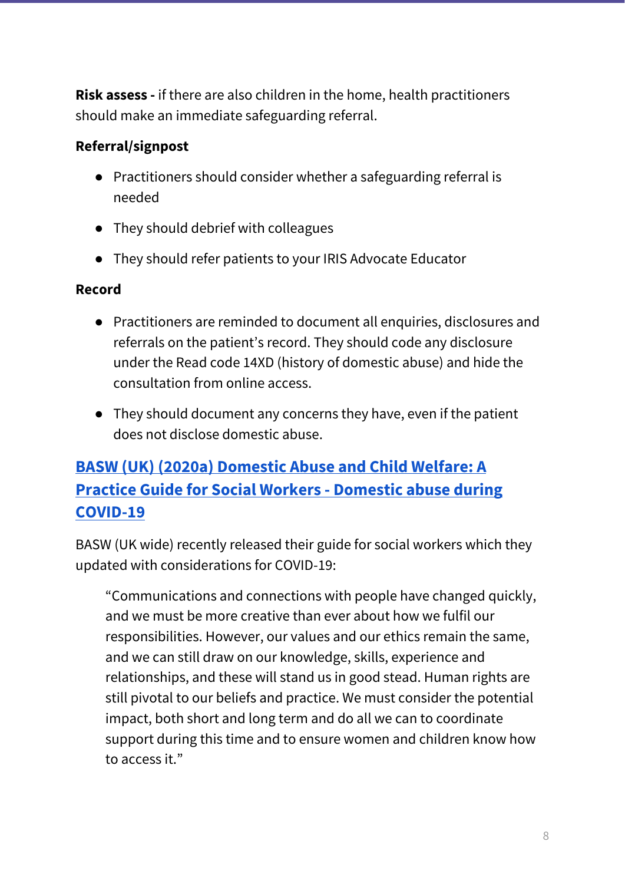**Risk assess -** if there are also children in the home, health practitioners should make an immediate safeguarding referral.

**Referral/signpost**

- Practitioners should consider whether a safeguarding referral is needed
- They should debrief with colleagues
- They should refer patients to your IRIS Advocate Educator

**Record**

- Practitioners are reminded to document all enquiries, disclosures and referrals on the patient's record. They should code any disclosure under the Read code 14XD (history of domestic abuse) and hide the consultation from online access.
- They should document any concerns they have, even if the patient does not disclose domestic abuse.

## BASW (UK) (2020a) Domestic Abuse and Child Welfare: A Practice Guide for Social Workers - Domestic abuse during COVID-19

BASW (UK wide) recently released their guide for social workers which they updated with considerations for COVID-19:

> "Communications and connections with people have changed quickly, and we must be more creative than ever about how we fulfil our responsibilities. However, our values and our ethics remain the same, and we can still draw on our knowledge, skills, experience and relationships, and these will stand us in good stead. Human rights are still pivotal to our beliefs and practice. We must consider the potential impact, both short and long term and do all we can to coordinate support during this time and to ensure women and children know how to access it."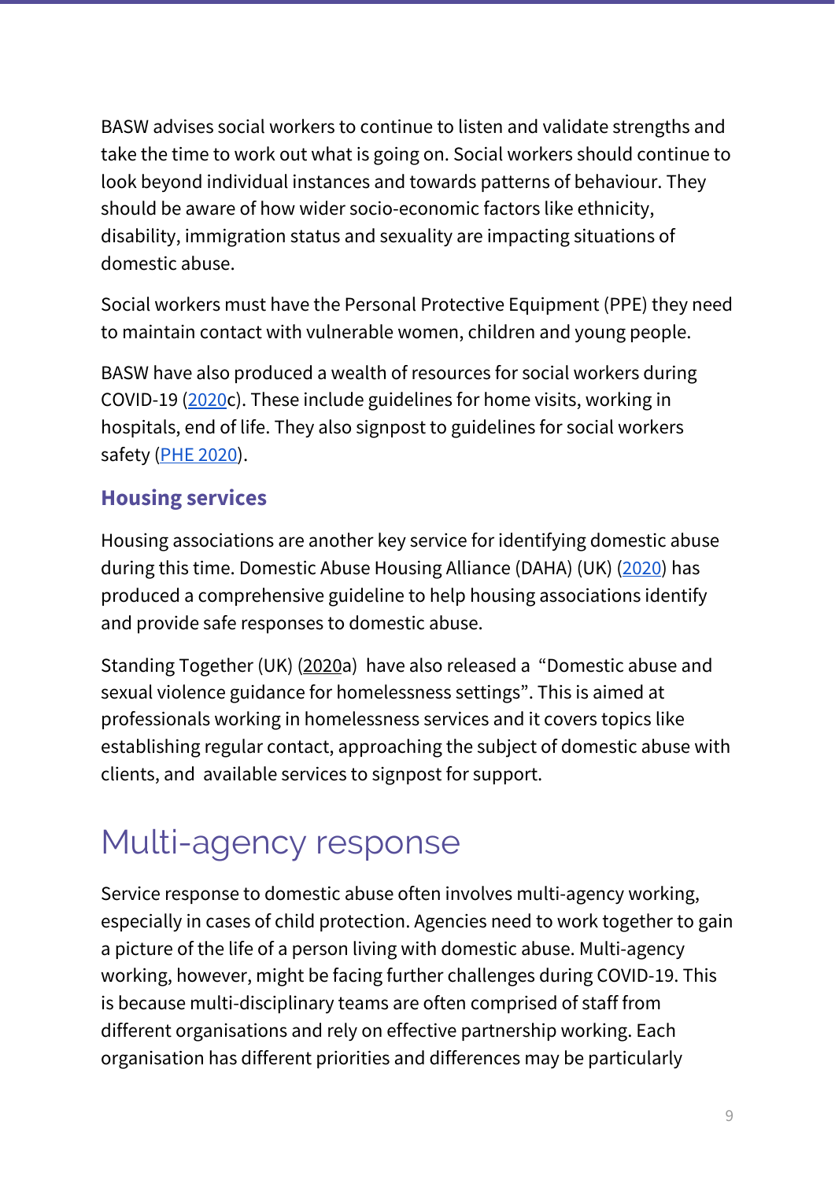BASW advises social workers to continue to listen and validate strengths and take the time to work out what is going on. Social workers should continue to look beyond individual instances and towards patterns of behaviour. They should be aware of how wider socio-economic factors like ethnicity, disability, immigration status and sexuality are impacting situations of domestic abuse.

Social workers must have the Personal Protective Equipment (PPE) they need to maintain contact with vulnerable women, children and young people.

BASW have also produced a wealth of resources for social workers during COVID-19 (2020c). These include guidelines for home visits, working in hospitals, end of life. They also signpost to guidelines for social workers safety (PHE 2020).

### Housing services

Housing associations are another key service for identifying domestic abuse during this time. Domestic Abuse Housing Alliance (DAHA) (UK) (2020) has produced a comprehensive guideline to help housing associations identify and provide safe responses to domestic abuse.

Standing Together (UK) (2020a) have also released a "Domestic abuse and sexual violence guidance for homelessness settings". This is aimed at professionals working in homelessness services and it covers topics like establishing regular contact, approaching the subject of domestic abuse with clients, and available services to signpost for support.

## Multi-agency response

Service response to domestic abuse often involves multi-agency working, especially in cases of child protection. Agencies need to work together to gain a picture of the life of a person living with domestic abuse. Multi-agency working, however, might be facing further challenges during COVID-19. This is because multi-disciplinary teams are often comprised of staff from different organisations and rely on effective partnership working. Each organisation has different priorities and differences may be particularly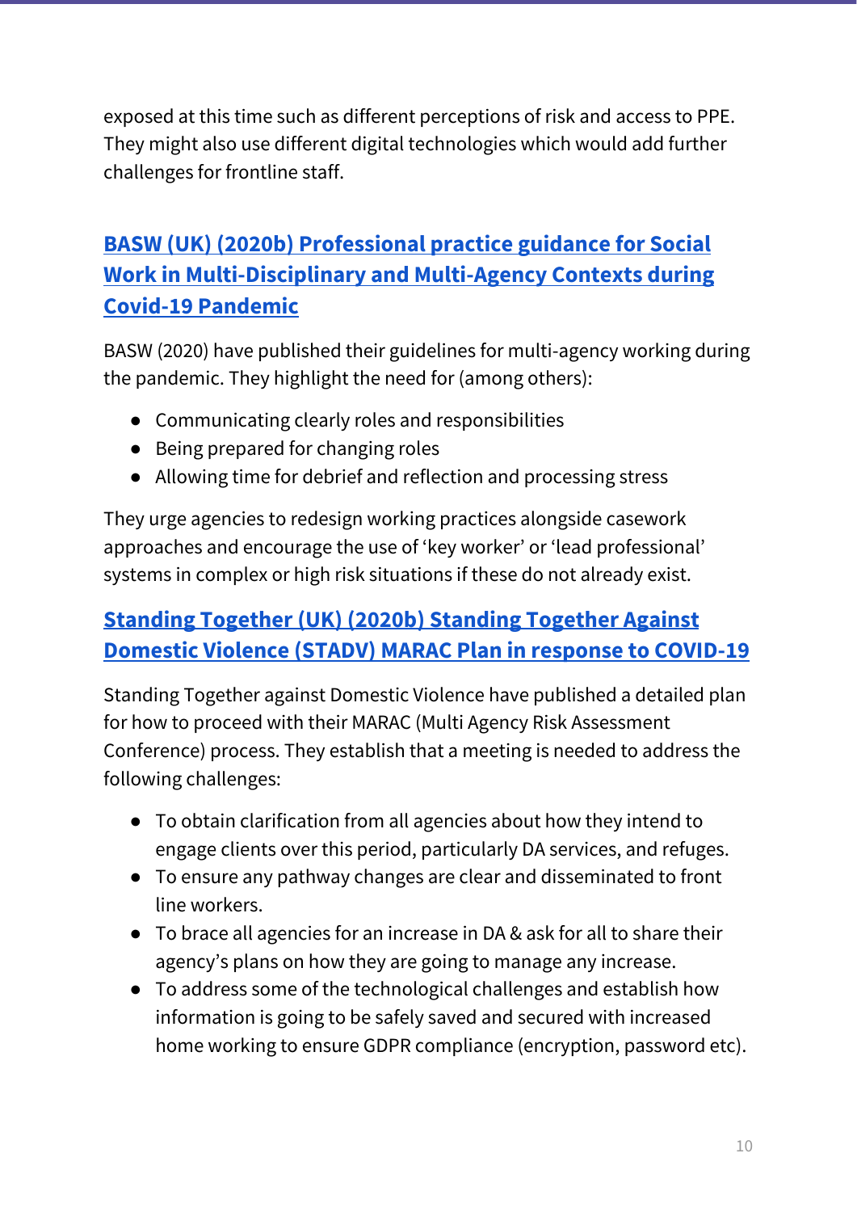exposed at this time such as different perceptions of risk and access to PPE. They might also use different digital technologies which would add further challenges for frontline staff.

## BASW (UK) (2020b) Professional practice guidance for Social Work in Multi-Disciplinary and Multi-Agency Contexts during Covid-19 Pandemic

BASW (2020) have published their guidelines for multi-agency working during the pandemic. They highlight the need for (among others):

- Communicating clearly roles and responsibilities
- Being prepared for changing roles
- Allowing time for debrief and reflection and processing stress

They urge agencies to redesign working practices alongside casework approaches and encourage the use of 'key worker' or 'lead professional' systems in complex or high risk situations if these do not already exist.

## Standing Together (UK) (2020b) Standing Together Against Domestic Violence (STADV) MARAC Plan in response to COVID-19

Standing Together against Domestic Violence have published a detailed plan for how to proceed with their MARAC (Multi Agency Risk Assessment Conference) process. They establish that a meeting is needed to address the following challenges:

- To obtain clarification from all agencies about how they intend to engage clients over this period, particularly DA services, and refuges.
- To ensure any pathway changes are clear and disseminated to front line workers.
- To brace all agencies for an increase in DA & ask for all to share their agency's plans on how they are going to manage any increase.
- To address some of the technological challenges and establish how information is going to be safely saved and secured with increased home working to ensure GDPR compliance (encryption, password etc).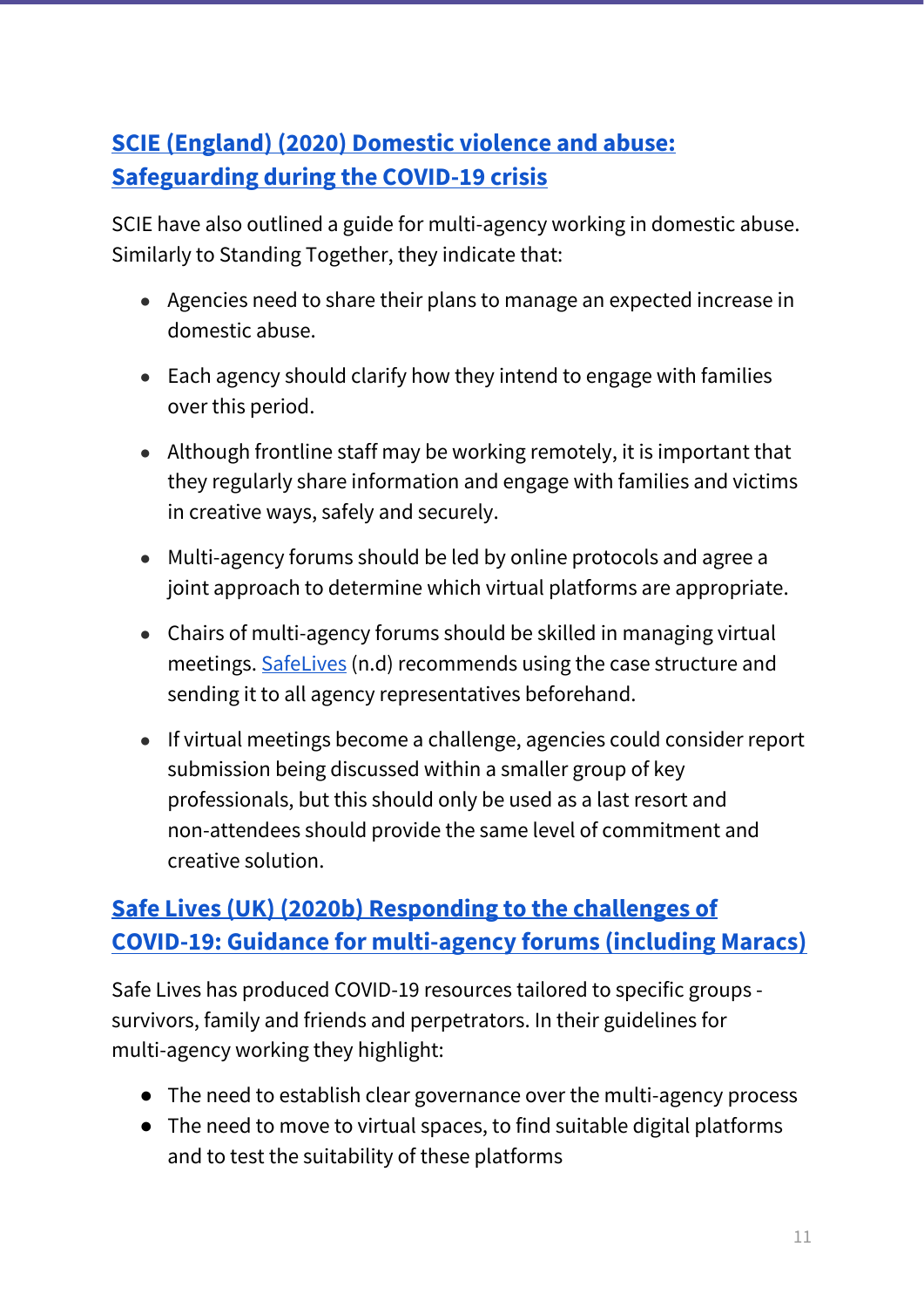### [SCIE (England) (2020) Domestic violence and abuse: Safeguarding during the COVID-19 crisis]

SCIE have also outlined a guide for multi-agency working in domestic abuse. Similarly to Standing Together, they indicate that:

- Agencies need to share their plans to manage an expected increase in domestic abuse.
- Each agency should clarify how they intend to engage with families over this period.
- Although frontline staff may be working remotely, it is important that they regularly share information and engage with families and victims in creative ways, safely and securely.
- Multi-agency forums should be led by online protocols and agree a joint approach to determine which virtual platforms are appropriate.
- Chairs of multi-agency forums should be skilled in managing virtual meetings. SafeLives (n.d) recommends using the case structure and sending it to all agency representatives beforehand.
- If virtual meetings become a challenge, agencies could consider report submission being discussed within a smaller group of key professionals, but this should only be used as a last resort and non-attendees should provide the same level of commitment and creative solution.

### [Safe Lives (UK) (2020b) Responding to the challenges of COVID-19: Guidance for multi-agency forums (including Maracs)]

Safe Lives has produced COVID-19 resources tailored to specific groups - survivors, family and friends and perpetrators. In their guidelines for multi-agency working they highlight:

- The need to establish clear governance over the multi-agency process
- The need to move to virtual spaces, to find suitable digital platforms and to test the suitability of these platforms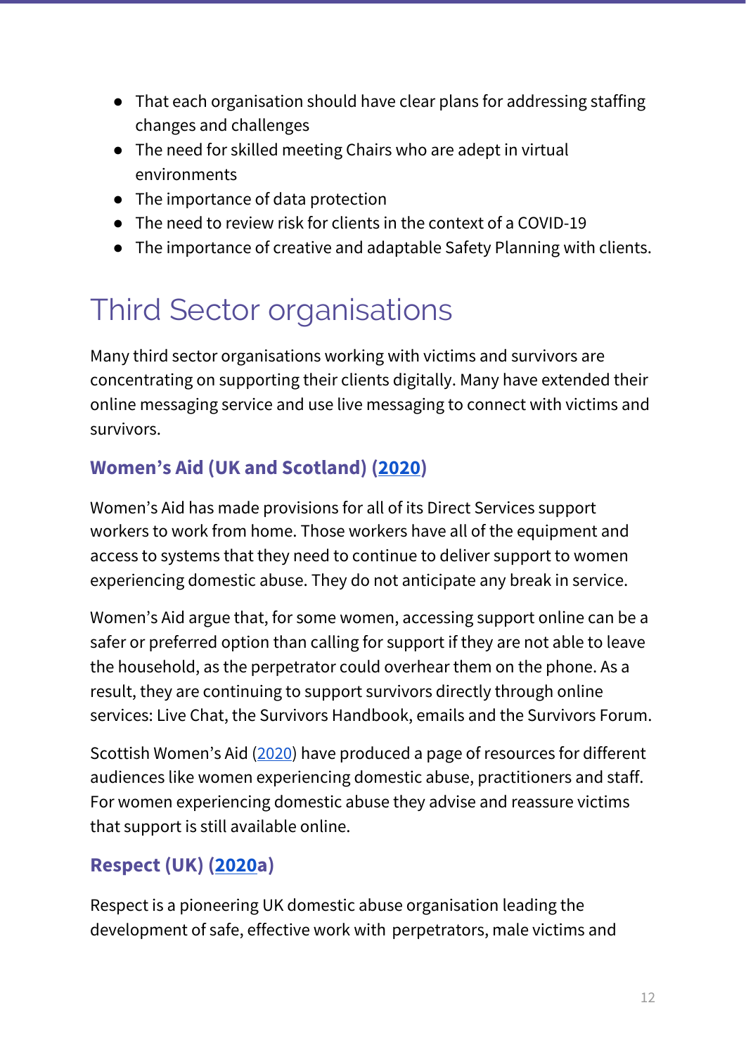- That each organisation should have clear plans for addressing staffing changes and challenges
- The need for skilled meeting Chairs who are adept in virtual environments
- The importance of data protection
- The need to review risk for clients in the context of a COVID-19
- The importance of creative and adaptable Safety Planning with clients.

# Third Sector organisations

Many third sector organisations working with victims and survivors are concentrating on supporting their clients digitally. Many have extended their online messaging service and use live messaging to connect with victims and survivors.

### Women's Aid (UK and Scotland) (2020)

Women's Aid has made provisions for all of its Direct Services support workers to work from home. Those workers have all of the equipment and access to systems that they need to continue to deliver support to women experiencing domestic abuse. They do not anticipate any break in service.

Women's Aid argue that, for some women, accessing support online can be a safer or preferred option than calling for support if they are not able to leave the household, as the perpetrator could overhear them on the phone. As a result, they are continuing to support survivors directly through online services: Live Chat, the Survivors Handbook, emails and the Survivors Forum.

Scottish Women's Aid (2020) have produced a page of resources for different audiences like women experiencing domestic abuse, practitioners and staff. For women experiencing domestic abuse they advise and reassure victims that support is still available online.

### Respect (UK) (2020a)

Respect is a pioneering UK domestic abuse organisation leading the development of safe, effective work with perpetrators, male victims and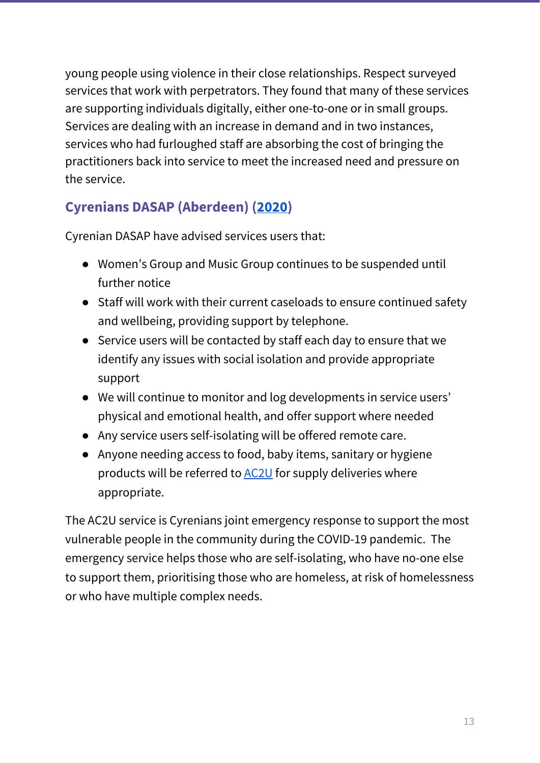young people using violence in their close relationships. Respect surveyed services that work with perpetrators. They found that many of these services are supporting individuals digitally, either one-to-one or in small groups. Services are dealing with an increase in demand and in two instances, services who had furloughed staff are absorbing the cost of bringing the practitioners back into service to meet the increased need and pressure on the service.

### Cyrenians DASAP (Aberdeen) (2020)

Cyrenian DASAP have advised services users that:

- Women's Group and Music Group continues to be suspended until further notice
- Staff will work with their current caseloads to ensure continued safety and wellbeing, providing support by telephone.
- Service users will be contacted by staff each day to ensure that we identify any issues with social isolation and provide appropriate support
- We will continue to monitor and log developments in service users' physical and emotional health, and offer support where needed
- Any service users self-isolating will be offered remote care.
- Anyone needing access to food, baby items, sanitary or hygiene products will be referred to AC2U for supply deliveries where appropriate.

The AC2U service is Cyrenians joint emergency response to support the most vulnerable people in the community during the COVID-19 pandemic. The emergency service helps those who are self-isolating, who have no-one else to support them, prioritising those who are homeless, at risk of homelessness or who have multiple complex needs.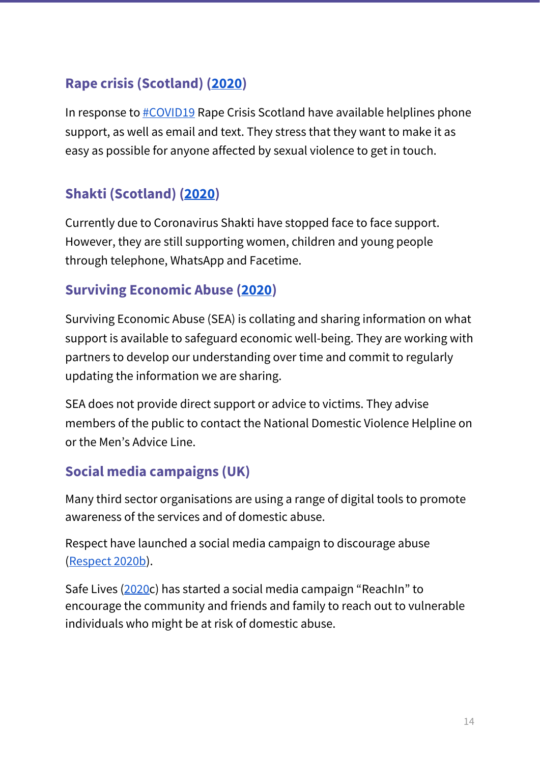### Rape crisis (Scotland) (2020)

In response to #COVID19 Rape Crisis Scotland have available helplines phone support, as well as email and text. They stress that they want to make it as easy as possible for anyone affected by sexual violence to get in touch.

### Shakti (Scotland) (2020)

Currently due to Coronavirus Shakti have stopped face to face support. However, they are still supporting women, children and young people through telephone, WhatsApp and Facetime.

### Surviving Economic Abuse (2020)

Surviving Economic Abuse (SEA) is collating and sharing information on what support is available to safeguard economic well-being. They are working with partners to develop our understanding over time and commit to regularly updating the information we are sharing.

SEA does not provide direct support or advice to victims. They advise members of the public to contact the National Domestic Violence Helpline on or the Men's Advice Line.

### Social media campaigns (UK)

Many third sector organisations are using a range of digital tools to promote awareness of the services and of domestic abuse.

Respect have launched a social media campaign to discourage abuse (Respect 2020b).

Safe Lives (2020c) has started a social media campaign "ReachIn" to encourage the community and friends and family to reach out to vulnerable individuals who might be at risk of domestic abuse.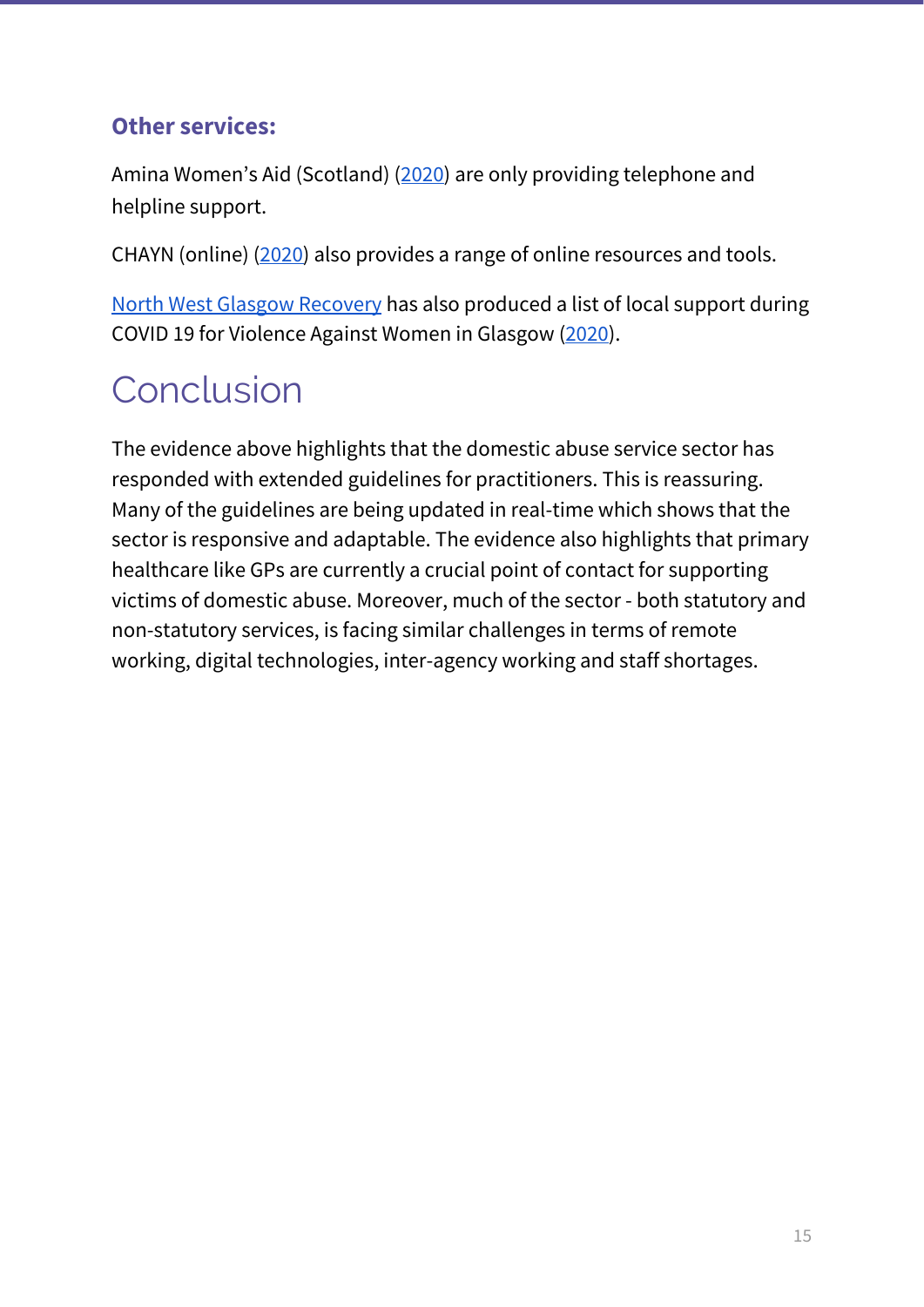### Other services:

Amina Women's Aid (Scotland) (2020) are only providing telephone and helpline support.

CHAYN (online) (2020) also provides a range of online resources and tools.

North West Glasgow Recovery has also produced a list of local support during COVID 19 for Violence Against Women in Glasgow (2020).

# Conclusion

The evidence above highlights that the domestic abuse service sector has responded with extended guidelines for practitioners. This is reassuring. Many of the guidelines are being updated in real-time which shows that the sector is responsive and adaptable. The evidence also highlights that primary healthcare like GPs are currently a crucial point of contact for supporting victims of domestic abuse. Moreover, much of the sector - both statutory and non-statutory services, is facing similar challenges in terms of remote working, digital technologies, inter-agency working and staff shortages.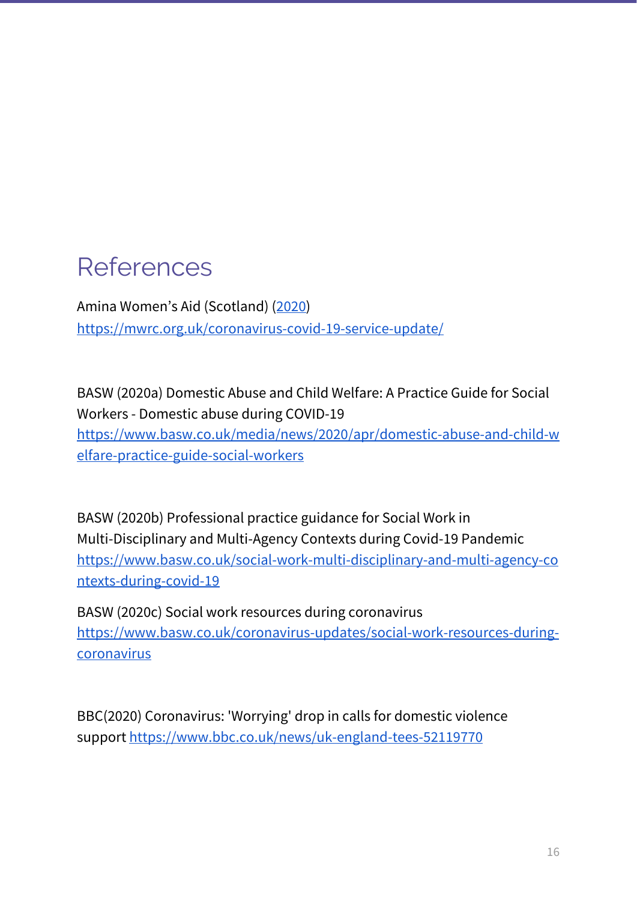# References

Amina Women's Aid (Scotland) (2020)
https://mwrc.org.uk/coronavirus-covid-19-service-update/

BASW (2020a) Domestic Abuse and Child Welfare: A Practice Guide for Social Workers - Domestic abuse during COVID-19
https://www.basw.co.uk/media/news/2020/apr/domestic-abuse-and-child-welfare-practice-guide-social-workers

BASW (2020b) Professional practice guidance for Social Work in Multi-Disciplinary and Multi-Agency Contexts during Covid-19 Pandemic
https://www.basw.co.uk/social-work-multi-disciplinary-and-multi-agency-contexts-during-covid-19

BASW (2020c) Social work resources during coronavirus
https://www.basw.co.uk/coronavirus-updates/social-work-resources-during-coronavirus

BBC(2020) Coronavirus: 'Worrying' drop in calls for domestic violence support https://www.bbc.co.uk/news/uk-england-tees-52119770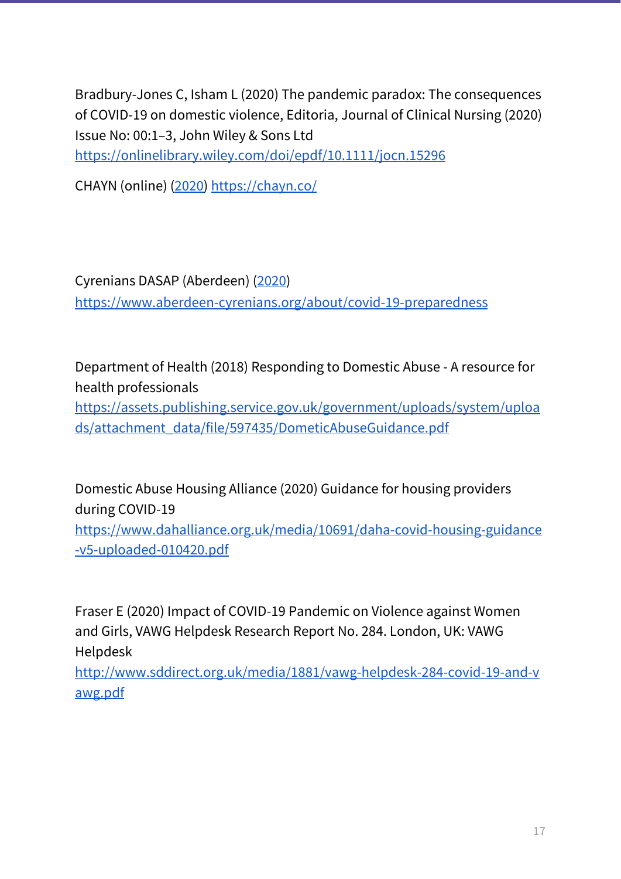Bradbury-Jones C, Isham L (2020) The pandemic paradox: The consequences of COVID-19 on domestic violence, Editoria, Journal of Clinical Nursing (2020) Issue No: 00:1–3, John Wiley & Sons Ltd https://onlinelibrary.wiley.com/doi/epdf/10.1111/jocn.15296

CHAYN (online) (2020) https://chayn.co/

Cyrenians DASAP (Aberdeen) (2020) https://www.aberdeen-cyrenians.org/about/covid-19-preparedness

Department of Health (2018) Responding to Domestic Abuse - A resource for health professionals https://assets.publishing.service.gov.uk/government/uploads/system/uploads/attachment_data/file/597435/DometicAbuseGuidance.pdf

Domestic Abuse Housing Alliance (2020) Guidance for housing providers during COVID-19 https://www.dahalliance.org.uk/media/10691/daha-covid-housing-guidance-v5-uploaded-010420.pdf

Fraser E (2020) Impact of COVID-19 Pandemic on Violence against Women and Girls, VAWG Helpdesk Research Report No. 284. London, UK: VAWG Helpdesk http://www.sddirect.org.uk/media/1881/vawg-helpdesk-284-covid-19-and-vawg.pdf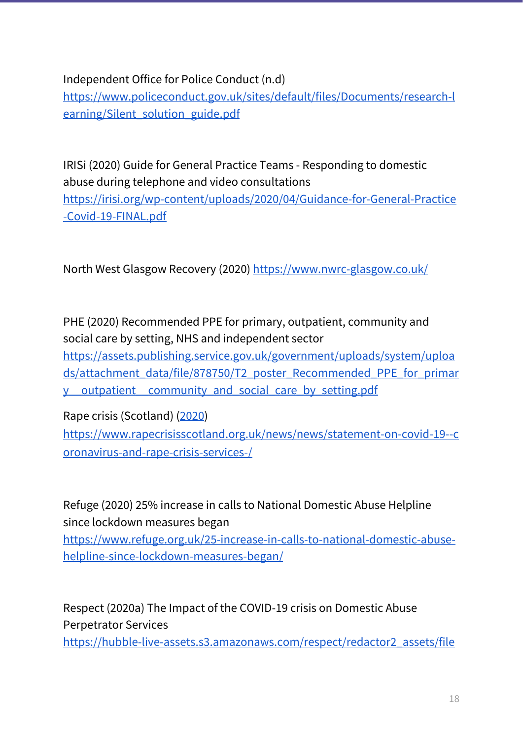Independent Office for Police Conduct (n.d) [https://www.policeconduct.gov.uk/sites/default/files/Documents/research-learning/Silent_solution_guide.pdf](https://www.policeconduct.gov.uk/sites/default/files/Documents/research-learning/Silent_solution_guide.pdf)

IRISi (2020) Guide for General Practice Teams - Responding to domestic abuse during telephone and video consultations [https://irisi.org/wp-content/uploads/2020/04/Guidance-for-General-Practice-Covid-19-FINAL.pdf](https://irisi.org/wp-content/uploads/2020/04/Guidance-for-General-Practice-Covid-19-FINAL.pdf)

North West Glasgow Recovery (2020) [https://www.nwrc-glasgow.co.uk/](https://www.nwrc-glasgow.co.uk/)

PHE (2020) Recommended PPE for primary, outpatient, community and social care by setting, NHS and independent sector [https://assets.publishing.service.gov.uk/government/uploads/system/uploads/attachment_data/file/878750/T2_poster_Recommended_PPE_for_primary__outpatient__community_and_social_care_by_setting.pdf](https://assets.publishing.service.gov.uk/government/uploads/system/uploads/attachment_data/file/878750/T2_poster_Recommended_PPE_for_primary__outpatient__community_and_social_care_by_setting.pdf)

Rape crisis (Scotland) (2020) [https://www.rapecrisisscotland.org.uk/news/news/statement-on-covid-19--coronavirus-and-rape-crisis-services-/](https://www.rapecrisisscotland.org.uk/news/news/statement-on-covid-19--coronavirus-and-rape-crisis-services-/)

Refuge (2020) 25% increase in calls to National Domestic Abuse Helpline since lockdown measures began [https://www.refuge.org.uk/25-increase-in-calls-to-national-domestic-abuse-helpline-since-lockdown-measures-began/](https://www.refuge.org.uk/25-increase-in-calls-to-national-domestic-abuse-helpline-since-lockdown-measures-began/)

Respect (2020a) The Impact of the COVID-19 crisis on Domestic Abuse Perpetrator Services [https://hubble-live-assets.s3.amazonaws.com/respect/redactor2_assets/file](https://hubble-live-assets.s3.amazonaws.com/respect/redactor2_assets/file)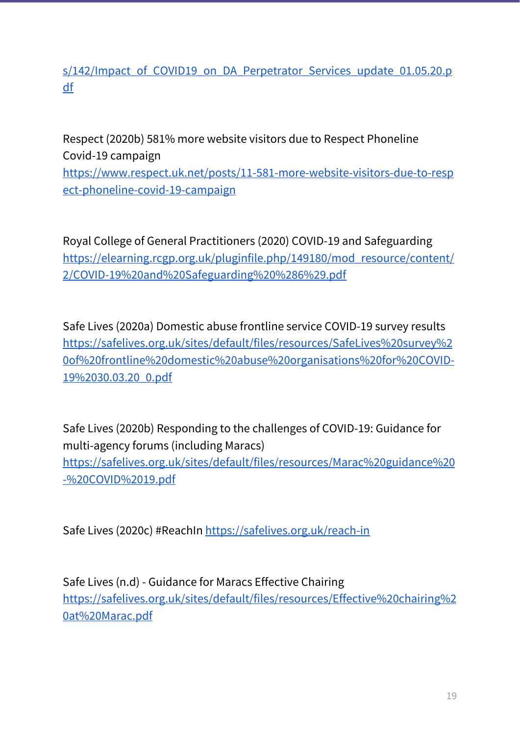s/142/Impact_of_COVID19_on_DA_Perpetrator_Services_update_01.05.20.pdf

Respect (2020b) 581% more website visitors due to Respect Phoneline Covid-19 campaign https://www.respect.uk.net/posts/11-581-more-website-visitors-due-to-respect-phoneline-covid-19-campaign

Royal College of General Practitioners (2020) COVID-19 and Safeguarding https://elearning.rcgp.org.uk/pluginfile.php/149180/mod_resource/content/2/COVID-19%20and%20Safeguarding%20%286%29.pdf

Safe Lives (2020a) Domestic abuse frontline service COVID-19 survey results https://safelives.org.uk/sites/default/files/resources/SafeLives%20survey%20of%20frontline%20domestic%20abuse%20organisations%20for%20COVID-19%2030.03.20_0.pdf

Safe Lives (2020b) Responding to the challenges of COVID-19: Guidance for multi-agency forums (including Maracs) https://safelives.org.uk/sites/default/files/resources/Marac%20guidance%20-%20COVID%2019.pdf

Safe Lives (2020c) #ReachIn https://safelives.org.uk/reach-in

Safe Lives (n.d) - Guidance for Maracs Effective Chairing https://safelives.org.uk/sites/default/files/resources/Effective%20chairing%20at%20Marac.pdf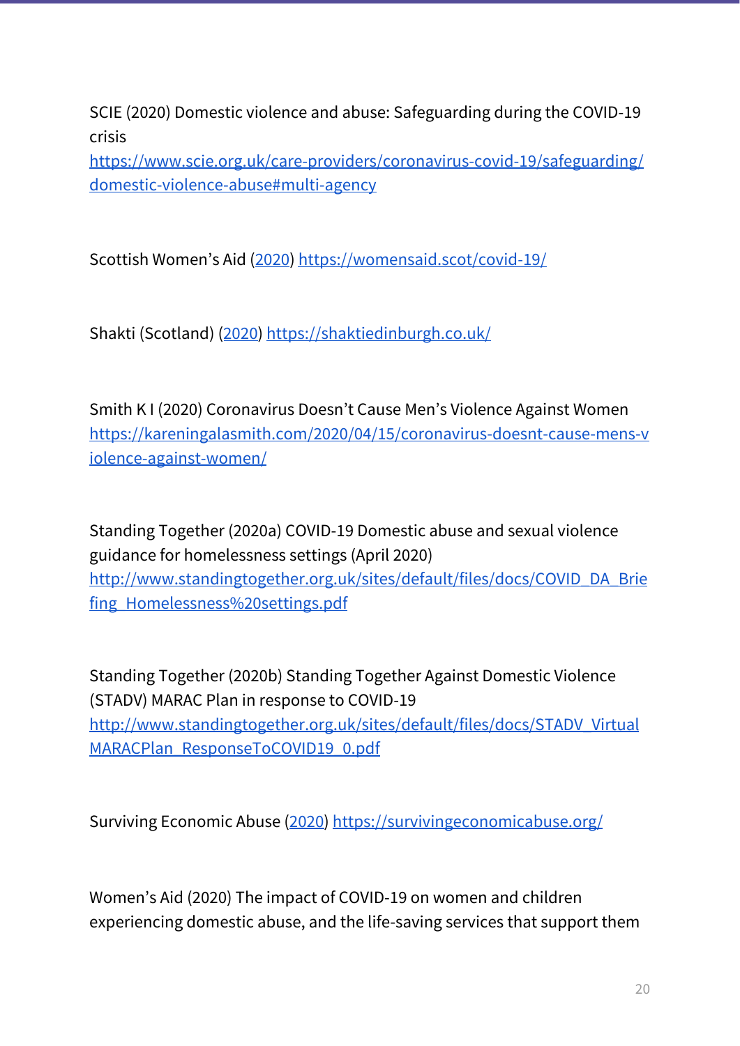SCIE (2020) Domestic violence and abuse: Safeguarding during the COVID-19 crisis https://www.scie.org.uk/care-providers/coronavirus-covid-19/safeguarding/domestic-violence-abuse#multi-agency

Scottish Women's Aid (2020) https://womensaid.scot/covid-19/

Shakti (Scotland) (2020) https://shaktiedinburgh.co.uk/

Smith K I (2020) Coronavirus Doesn't Cause Men's Violence Against Women https://kareningalasmith.com/2020/04/15/coronavirus-doesnt-cause-mens-violence-against-women/

Standing Together (2020a) COVID-19 Domestic abuse and sexual violence guidance for homelessness settings (April 2020) http://www.standingtogether.org.uk/sites/default/files/docs/COVID_DA_Briefing_Homelessness%20settings.pdf

Standing Together (2020b) Standing Together Against Domestic Violence (STADV) MARAC Plan in response to COVID-19 http://www.standingtogether.org.uk/sites/default/files/docs/STADV_VirtualMARACPlan_ResponseToCOVID19_0.pdf

Surviving Economic Abuse (2020) https://survivingeconomicabuse.org/

Women's Aid (2020) The impact of COVID-19 on women and children experiencing domestic abuse, and the life-saving services that support them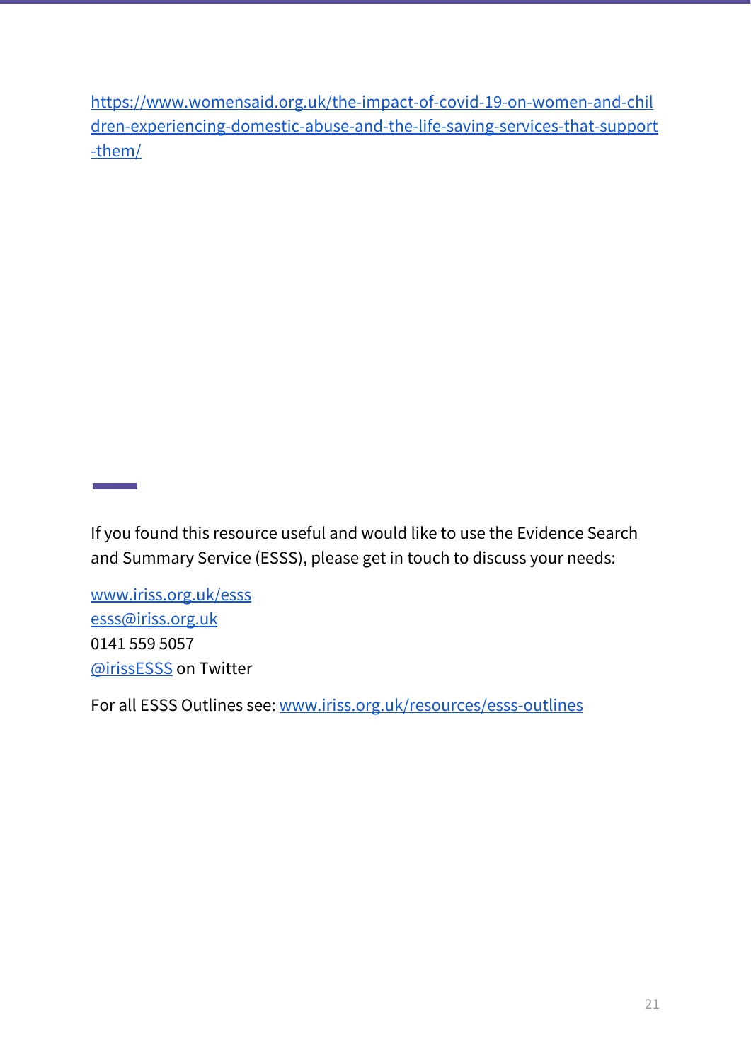https://www.womensaid.org.uk/the-impact-of-covid-19-on-women-and-children-experiencing-domestic-abuse-and-the-life-saving-services-that-support-them/

---

If you found this resource useful and would like to use the Evidence Search and Summary Service (ESSS), please get in touch to discuss your needs:

www.iriss.org.uk/esss
esss@iriss.org.uk
0141 559 5057
@irissESSS on Twitter

For all ESSS Outlines see: www.iriss.org.uk/resources/esss-outlines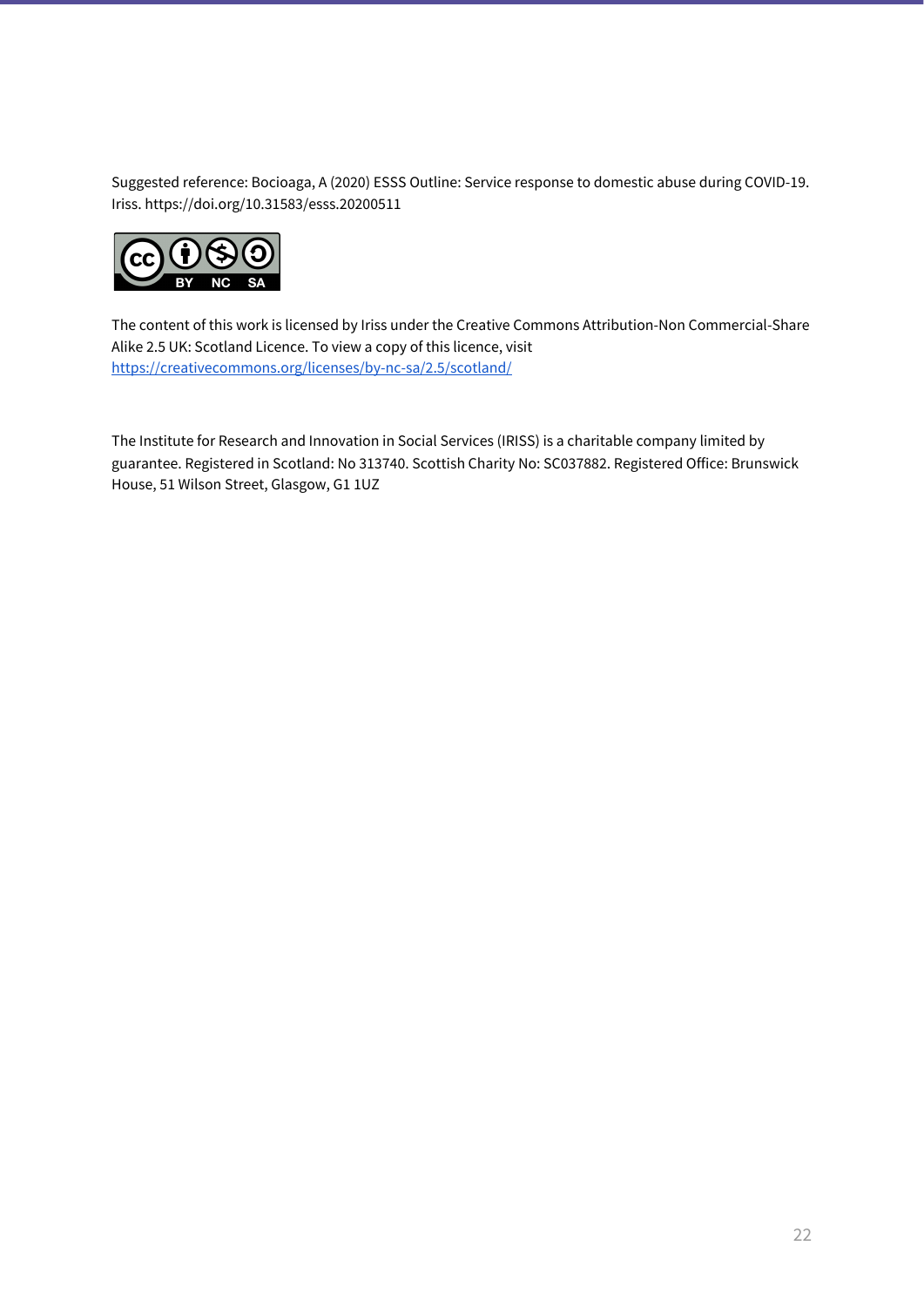Suggested reference: Bocioaga, A (2020) ESSS Outline: Service response to domestic abuse during COVID-19. Iriss. https://doi.org/10.31583/esss.20200511

The content of this work is licensed by Iriss under the Creative Commons Attribution-Non Commercial-Share Alike 2.5 UK: Scotland Licence. To view a copy of this licence, visit https://creativecommons.org/licenses/by-nc-sa/2.5/scotland/

The Institute for Research and Innovation in Social Services (IRISS) is a charitable company limited by guarantee. Registered in Scotland: No 313740. Scottish Charity No: SC037882. Registered Office: Brunswick House, 51 Wilson Street, Glasgow, G1 1UZ